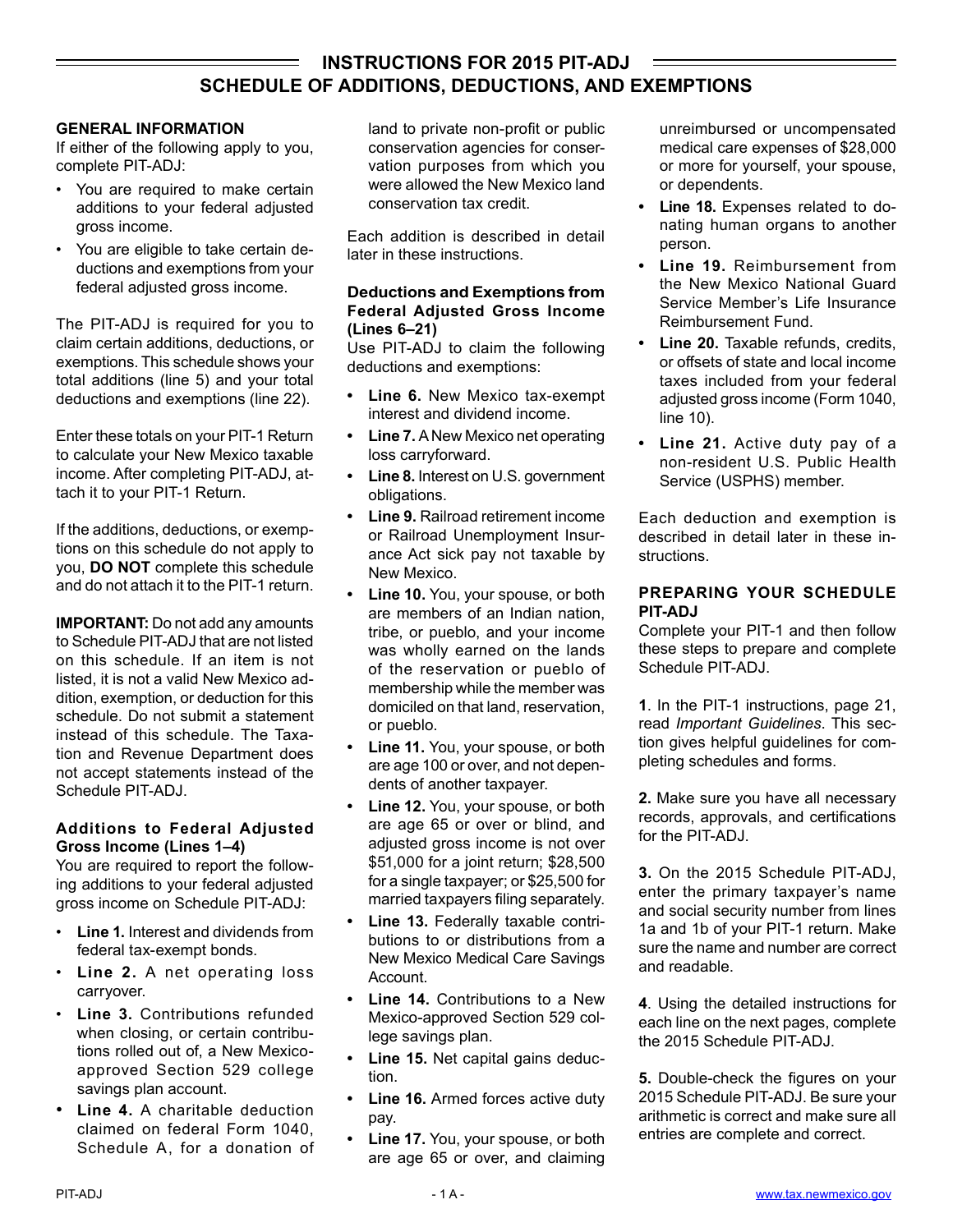# INSTRUCTIONS FOR 2015 PIT-ADJ
## SCHEDULE OF ADDITIONS, DEDUCTIONS, AND EXEMPTIONS

### GENERAL INFORMATION

If either of the following apply to you, complete PIT-ADJ:

- You are required to make certain additions to your federal adjusted gross income.
- You are eligible to take certain deductions and exemptions from your federal adjusted gross income.

The PIT-ADJ is required for you to claim certain additions, deductions, or exemptions. This schedule shows your total additions (line 5) and your total deductions and exemptions (line 22).

Enter these totals on your PIT-1 Return to calculate your New Mexico taxable income. After completing PIT-ADJ, attach it to your PIT-1 Return.

If the additions, deductions, or exemptions on this schedule do not apply to you, **DO NOT** complete this schedule and do not attach it to the PIT-1 return.

**IMPORTANT:** Do not add any amounts to Schedule PIT-ADJ that are not listed on this schedule. If an item is not listed, it is not a valid New Mexico addition, exemption, or deduction for this schedule. Do not submit a statement instead of this schedule. The Taxation and Revenue Department does not accept statements instead of the Schedule PIT-ADJ.

### Additions to Federal Adjusted Gross Income (Lines 1–4)

You are required to report the following additions to your federal adjusted gross income on Schedule PIT-ADJ:

- **Line 1.** Interest and dividends from federal tax-exempt bonds.
- **Line 2.** A net operating loss carryover.
- **Line 3.** Contributions refunded when closing, or certain contributions rolled out of, a New Mexico-approved Section 529 college savings plan account.
- **Line 4.** A charitable deduction claimed on federal Form 1040, Schedule A, for a donation of land to private non-profit or public conservation agencies for conservation purposes from which you were allowed the New Mexico land conservation tax credit.

Each addition is described in detail later in these instructions.

### Deductions and Exemptions from Federal Adjusted Gross Income (Lines 6–21)

Use PIT-ADJ to claim the following deductions and exemptions:

- **Line 6.** New Mexico tax-exempt interest and dividend income.
- **Line 7.** A New Mexico net operating loss carryforward.
- **Line 8.** Interest on U.S. government obligations.
- **Line 9.** Railroad retirement income or Railroad Unemployment Insurance Act sick pay not taxable by New Mexico.
- **Line 10.** You, your spouse, or both are members of an Indian nation, tribe, or pueblo, and your income was wholly earned on the lands of the reservation or pueblo of membership while the member was domiciled on that land, reservation, or pueblo.
- **Line 11.** You, your spouse, or both are age 100 or over, and not dependents of another taxpayer.
- **Line 12.** You, your spouse, or both are age 65 or over or blind, and adjusted gross income is not over $51,000 for a joint return; $28,500 for a single taxpayer; or $25,500 for married taxpayers filing separately.
- **Line 13.** Federally taxable contributions to or distributions from a New Mexico Medical Care Savings Account.
- **Line 14.** Contributions to a New Mexico-approved Section 529 college savings plan.
- **Line 15.** Net capital gains deduction.
- **Line 16.** Armed forces active duty pay.
- **Line 17.** You, your spouse, or both are age 65 or over, and claiming unreimbursed or uncompensated medical care expenses of $28,000 or more for yourself, your spouse, or dependents.
- **Line 18.** Expenses related to donating human organs to another person.
- **Line 19.** Reimbursement from the New Mexico National Guard Service Member's Life Insurance Reimbursement Fund.
- **Line 20.** Taxable refunds, credits, or offsets of state and local income taxes included from your federal adjusted gross income (Form 1040, line 10).
- **Line 21.** Active duty pay of a non-resident U.S. Public Health Service (USPHS) member.

Each deduction and exemption is described in detail later in these instructions.

### PREPARING YOUR SCHEDULE PIT-ADJ

Complete your PIT-1 and then follow these steps to prepare and complete Schedule PIT-ADJ.

**1**. In the PIT-1 instructions, page 21, read *Important Guidelines*. This section gives helpful guidelines for completing schedules and forms.

**2.** Make sure you have all necessary records, approvals, and certifications for the PIT-ADJ.

**3.** On the 2015 Schedule PIT-ADJ, enter the primary taxpayer's name and social security number from lines 1a and 1b of your PIT-1 return. Make sure the name and number are correct and readable.

**4**. Using the detailed instructions for each line on the next pages, complete the 2015 Schedule PIT-ADJ.

**5.** Double-check the figures on your 2015 Schedule PIT-ADJ. Be sure your arithmetic is correct and make sure all entries are complete and correct.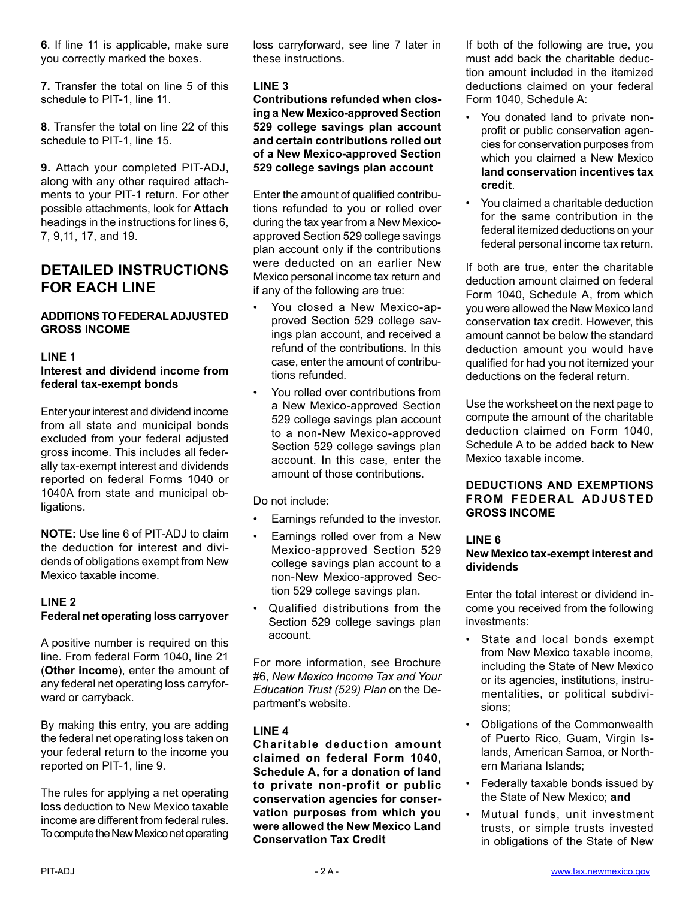6. If line 11 is applicable, make sure you correctly marked the boxes.

**7.** Transfer the total on line 5 of this schedule to PIT-1, line 11.

8. Transfer the total on line 22 of this schedule to PIT-1, line 15.

**9.** Attach your completed PIT-ADJ, along with any other required attachments to your PIT-1 return. For other possible attachments, look for **Attach** headings in the instructions for lines 6, 7, 9,11, 17, and 19.

## DETAILED INSTRUCTIONS FOR EACH LINE

### ADDITIONS TO FEDERAL ADJUSTED GROSS INCOME

#### LINE 1
**Interest and dividend income from federal tax-exempt bonds**

Enter your interest and dividend income from all state and municipal bonds excluded from your federal adjusted gross income. This includes all federally tax-exempt interest and dividends reported on federal Forms 1040 or 1040A from state and municipal obligations.

**NOTE:** Use line 6 of PIT-ADJ to claim the deduction for interest and dividends of obligations exempt from New Mexico taxable income.

#### LINE 2
**Federal net operating loss carryover**

A positive number is required on this line. From federal Form 1040, line 21 (**Other income**), enter the amount of any federal net operating loss carryforward or carryback.

By making this entry, you are adding the federal net operating loss taken on your federal return to the income you reported on PIT-1, line 9.

The rules for applying a net operating loss deduction to New Mexico taxable income are different from federal rules. To compute the New Mexico net operating loss carryforward, see line 7 later in these instructions.

#### LINE 3
**Contributions refunded when closing a New Mexico-approved Section 529 college savings plan account and certain contributions rolled out of a New Mexico-approved Section 529 college savings plan account**

Enter the amount of qualified contributions refunded to you or rolled over during the tax year from a New Mexico-approved Section 529 college savings plan account only if the contributions were deducted on an earlier New Mexico personal income tax return and if any of the following are true:

- You closed a New Mexico-approved Section 529 college savings plan account, and received a refund of the contributions. In this case, enter the amount of contributions refunded.
- You rolled over contributions from a New Mexico-approved Section 529 college savings plan account to a non-New Mexico-approved Section 529 college savings plan account. In this case, enter the amount of those contributions.

Do not include:

- Earnings refunded to the investor.
- Earnings rolled over from a New Mexico-approved Section 529 college savings plan account to a non-New Mexico-approved Section 529 college savings plan.
- Qualified distributions from the Section 529 college savings plan account.

For more information, see Brochure #6, *New Mexico Income Tax and Your Education Trust (529) Plan* on the Department's website.

#### LINE 4
**Charitable deduction amount claimed on federal Form 1040, Schedule A, for a donation of land to private non-profit or public conservation agencies for conservation purposes from which you were allowed the New Mexico Land Conservation Tax Credit**

If both of the following are true, you must add back the charitable deduction amount included in the itemized deductions claimed on your federal Form 1040, Schedule A:

- You donated land to private non-profit or public conservation agencies for conservation purposes from which you claimed a New Mexico **land conservation incentives tax credit**.
- You claimed a charitable deduction for the same contribution in the federal itemized deductions on your federal personal income tax return.

If both are true, enter the charitable deduction amount claimed on federal Form 1040, Schedule A, from which you were allowed the New Mexico land conservation tax credit. However, this amount cannot be below the standard deduction amount you would have qualified for had you not itemized your deductions on the federal return.

Use the worksheet on the next page to compute the amount of the charitable deduction claimed on Form 1040, Schedule A to be added back to New Mexico taxable income.

### DEDUCTIONS AND EXEMPTIONS FROM FEDERAL ADJUSTED GROSS INCOME

#### LINE 6
**New Mexico tax-exempt interest and dividends**

Enter the total interest or dividend income you received from the following investments:

- State and local bonds exempt from New Mexico taxable income, including the State of New Mexico or its agencies, institutions, instrumentalities, or political subdivisions;
- Obligations of the Commonwealth of Puerto Rico, Guam, Virgin Islands, American Samoa, or Northern Mariana Islands;
- Federally taxable bonds issued by the State of New Mexico; **and**
- Mutual funds, unit investment trusts, or simple trusts invested in obligations of the State of New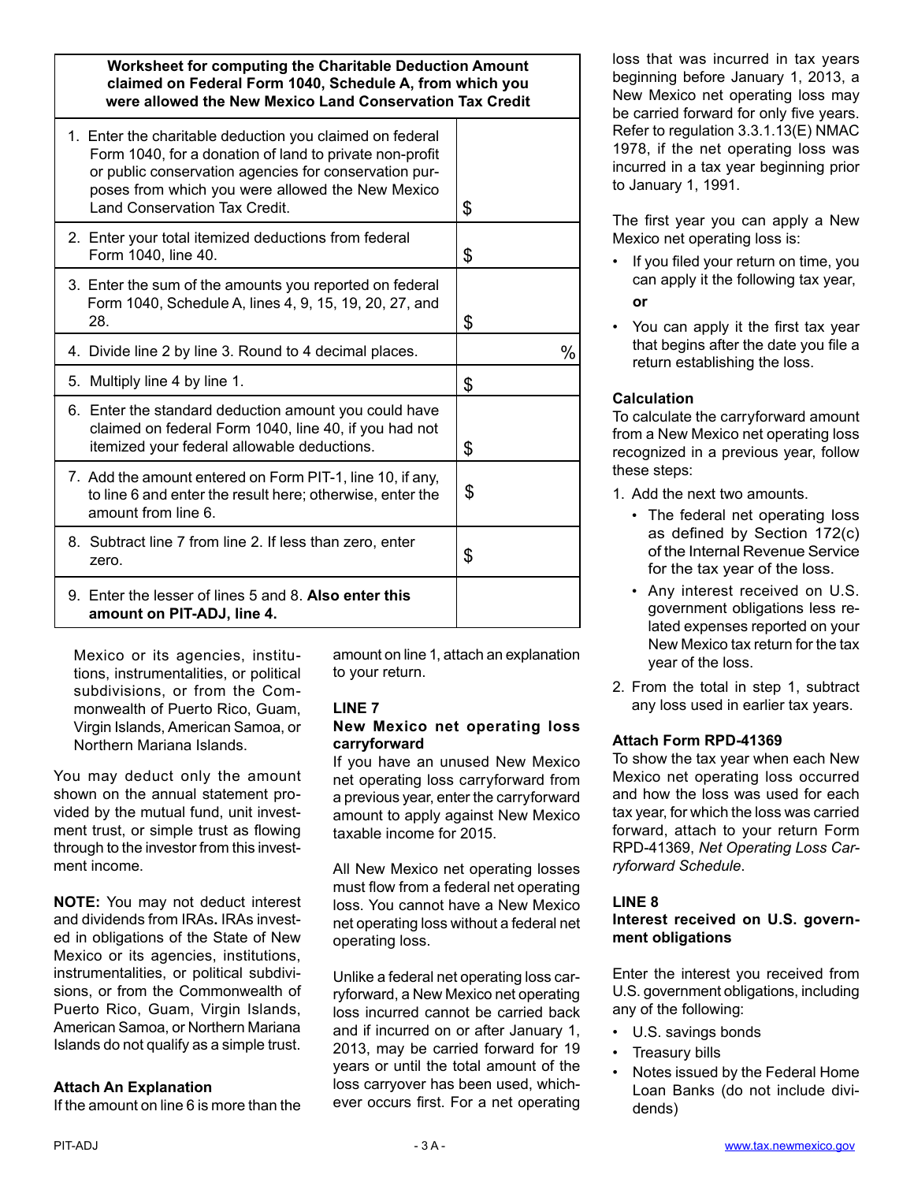| **Worksheet for computing the Charitable Deduction Amount claimed on Federal Form 1040, Schedule A, from which you were allowed the New Mexico Land Conservation Tax Credit** | |
|---|---|
| 1. Enter the charitable deduction you claimed on federal Form 1040, for a donation of land to private non-profit or public conservation agencies for conservation purposes from which you were allowed the New Mexico Land Conservation Tax Credit. | $ |
| 2. Enter your total itemized deductions from federal Form 1040, line 40. | $ |
| 3. Enter the sum of the amounts you reported on federal Form 1040, Schedule A, lines 4, 9, 15, 19, 20, 27, and 28. | $ |
| 4. Divide line 2 by line 3. Round to 4 decimal places. | % |
| 5. Multiply line 4 by line 1. | $ |
| 6. Enter the standard deduction amount you could have claimed on federal Form 1040, line 40, if you had not itemized your federal allowable deductions. | $ |
| 7. Add the amount entered on Form PIT-1, line 10, if any, to line 6 and enter the result here; otherwise, enter the amount from line 6. | $ |
| 8. Subtract line 7 from line 2. If less than zero, enter zero. | $ |
| 9. Enter the lesser of lines 5 and 8. **Also enter this amount on PIT-ADJ, line 4.** | |

Mexico or its agencies, institutions, instrumentalities, or political subdivisions, or from the Commonwealth of Puerto Rico, Guam, Virgin Islands, American Samoa, or Northern Mariana Islands.

You may deduct only the amount shown on the annual statement provided by the mutual fund, unit investment trust, or simple trust as flowing through to the investor from this investment income.

**NOTE:** You may not deduct interest and dividends from IRAs**.** IRAs invested in obligations of the State of New Mexico or its agencies, institutions, instrumentalities, or political subdivisions, or from the Commonwealth of Puerto Rico, Guam, Virgin Islands, American Samoa, or Northern Mariana Islands do not qualify as a simple trust.

### Attach An Explanation

If the amount on line 6 is more than the amount on line 1, attach an explanation to your return.

### LINE 7
### New Mexico net operating loss carryforward

If you have an unused New Mexico net operating loss carryforward from a previous year, enter the carryforward amount to apply against New Mexico taxable income for 2015.

All New Mexico net operating losses must flow from a federal net operating loss. You cannot have a New Mexico net operating loss without a federal net operating loss.

Unlike a federal net operating loss carryforward, a New Mexico net operating loss incurred cannot be carried back and if incurred on or after January 1, 2013, may be carried forward for 19 years or until the total amount of the loss carryover has been used, whichever occurs first. For a net operating loss that was incurred in tax years beginning before January 1, 2013, a New Mexico net operating loss may be carried forward for only five years. Refer to regulation 3.3.1.13(E) NMAC 1978, if the net operating loss was incurred in a tax year beginning prior to January 1, 1991.

The first year you can apply a New Mexico net operating loss is:

- If you filed your return on time, you can apply it the following tax year,

  **or**

- You can apply it the first tax year that begins after the date you file a return establishing the loss.

### Calculation

To calculate the carryforward amount from a New Mexico net operating loss recognized in a previous year, follow these steps:

1. Add the next two amounts.
   - The federal net operating loss as defined by Section 172(c) of the Internal Revenue Service for the tax year of the loss.
   - Any interest received on U.S. government obligations less related expenses reported on your New Mexico tax return for the tax year of the loss.
2. From the total in step 1, subtract any loss used in earlier tax years.

### Attach Form RPD-41369

To show the tax year when each New Mexico net operating loss occurred and how the loss was used for each tax year, for which the loss was carried forward, attach to your return Form RPD-41369, *Net Operating Loss Carryforward Schedule*.

### LINE 8
### Interest received on U.S. government obligations

Enter the interest you received from U.S. government obligations, including any of the following:

- U.S. savings bonds
- Treasury bills
- Notes issued by the Federal Home Loan Banks (do not include dividends)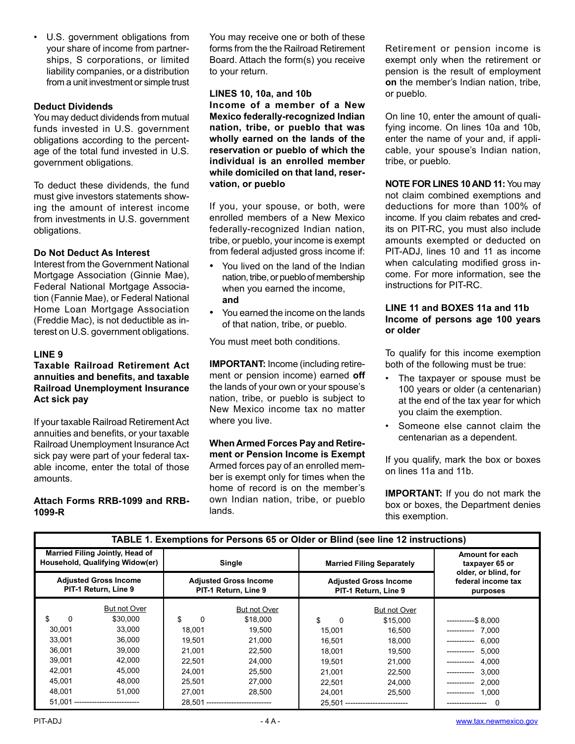- U.S. government obligations from your share of income from partnerships, S corporations, or limited liability companies, or a distribution from a unit investment or simple trust

### Deduct Dividends

You may deduct dividends from mutual funds invested in U.S. government obligations according to the percentage of the total fund invested in U.S. government obligations.

To deduct these dividends, the fund must give investors statements showing the amount of interest income from investments in U.S. government obligations.

### Do Not Deduct As Interest

Interest from the Government National Mortgage Association (Ginnie Mae), Federal National Mortgage Association (Fannie Mae), or Federal National Home Loan Mortgage Association (Freddie Mac), is not deductible as interest on U.S. government obligations.

### LINE 9
### Taxable Railroad Retirement Act annuities and benefits, and taxable Railroad Unemployment Insurance Act sick pay

If your taxable Railroad Retirement Act annuities and benefits, or your taxable Railroad Unemployment Insurance Act sick pay were part of your federal taxable income, enter the total of those amounts.

### Attach Forms RRB-1099 and RRB-1099-R

You may receive one or both of these forms from the the Railroad Retirement Board. Attach the form(s) you receive to your return.

### LINES 10, 10a, and 10b
### Income of a member of a New Mexico federally-recognized Indian nation, tribe, or pueblo that was wholly earned on the lands of the reservation or pueblo of which the individual is an enrolled member while domiciled on that land, reservation, or pueblo

If you, your spouse, or both, were enrolled members of a New Mexico federally-recognized Indian nation, tribe, or pueblo, your income is exempt from federal adjusted gross income if:

- You lived on the land of the Indian nation, tribe, or pueblo of membership when you earned the income, **and**
- You earned the income on the lands of that nation, tribe, or pueblo.

You must meet both conditions.

**IMPORTANT:** Income (including retirement or pension income) earned **off** the lands of your own or your spouse's nation, tribe, or pueblo is subject to New Mexico income tax no matter where you live.

**When Armed Forces Pay and Retirement or Pension Income is Exempt**
Armed forces pay of an enrolled member is exempt only for times when the home of record is on the member's own Indian nation, tribe, or pueblo lands.

Retirement or pension income is exempt only when the retirement or pension is the result of employment **on** the member's Indian nation, tribe, or pueblo.

On line 10, enter the amount of qualifying income. On lines 10a and 10b, enter the name of your and, if applicable, your spouse's Indian nation, tribe, or pueblo.

**NOTE FOR LINES 10 AND 11:** You may not claim combined exemptions and deductions for more than 100% of income. If you claim rebates and credits on PIT-RC, you must also include amounts exempted or deducted on PIT-ADJ, lines 10 and 11 as income when calculating modified gross income. For more information, see the instructions for PIT-RC.

### LINE 11 and BOXES 11a and 11b
### Income of persons age 100 years or older

To qualify for this income exemption both of the following must be true:

- The taxpayer or spouse must be 100 years or older (a centenarian) at the end of the tax year for which you claim the exemption.
- Someone else cannot claim the centenarian as a dependent.

If you qualify, mark the box or boxes on lines 11a and 11b.

**IMPORTANT:** If you do not mark the box or boxes, the Department denies this exemption.

**TABLE 1. Exemptions for Persons 65 or Older or Blind (see line 12 instructions)**

| Married Filing Jointly, Head of Household, Qualifying Widow(er) | | Single | | Married Filing Separately | | Amount for each taxpayer 65 or older, or blind, for federal income tax purposes |
|---|---|---|---|---|---|---|
| Adjusted Gross Income PIT-1 Return, Line 9 | | Adjusted Gross Income PIT-1 Return, Line 9 | | Adjusted Gross Income PIT-1 Return, Line 9 | | |
| | But not Over | | But not Over | | But not Over | |
| $ 0 | $30,000 | $ 0 | $18,000 | $ 0 | $15,000 | $ 8,000 |
| 30,001 | 33,000 | 18,001 | 19,500 | 15,001 | 16,500 | 7,000 |
| 33,001 | 36,000 | 19,501 | 21,000 | 16,501 | 18,000 | 6,000 |
| 36,001 | 39,000 | 21,001 | 22,500 | 18,001 | 19,500 | 5,000 |
| 39,001 | 42,000 | 22,501 | 24,000 | 19,501 | 21,000 | 4,000 |
| 42,001 | 45,000 | 24,001 | 25,500 | 21,001 | 22,500 | 3,000 |
| 45,001 | 48,000 | 25,501 | 27,000 | 22,501 | 24,000 | 2,000 |
| 48,001 | 51,000 | 27,001 | 28,500 | 24,001 | 25,500 | 1,000 |
| 51,001 | | 28,501 | | 25,501 | | 0 |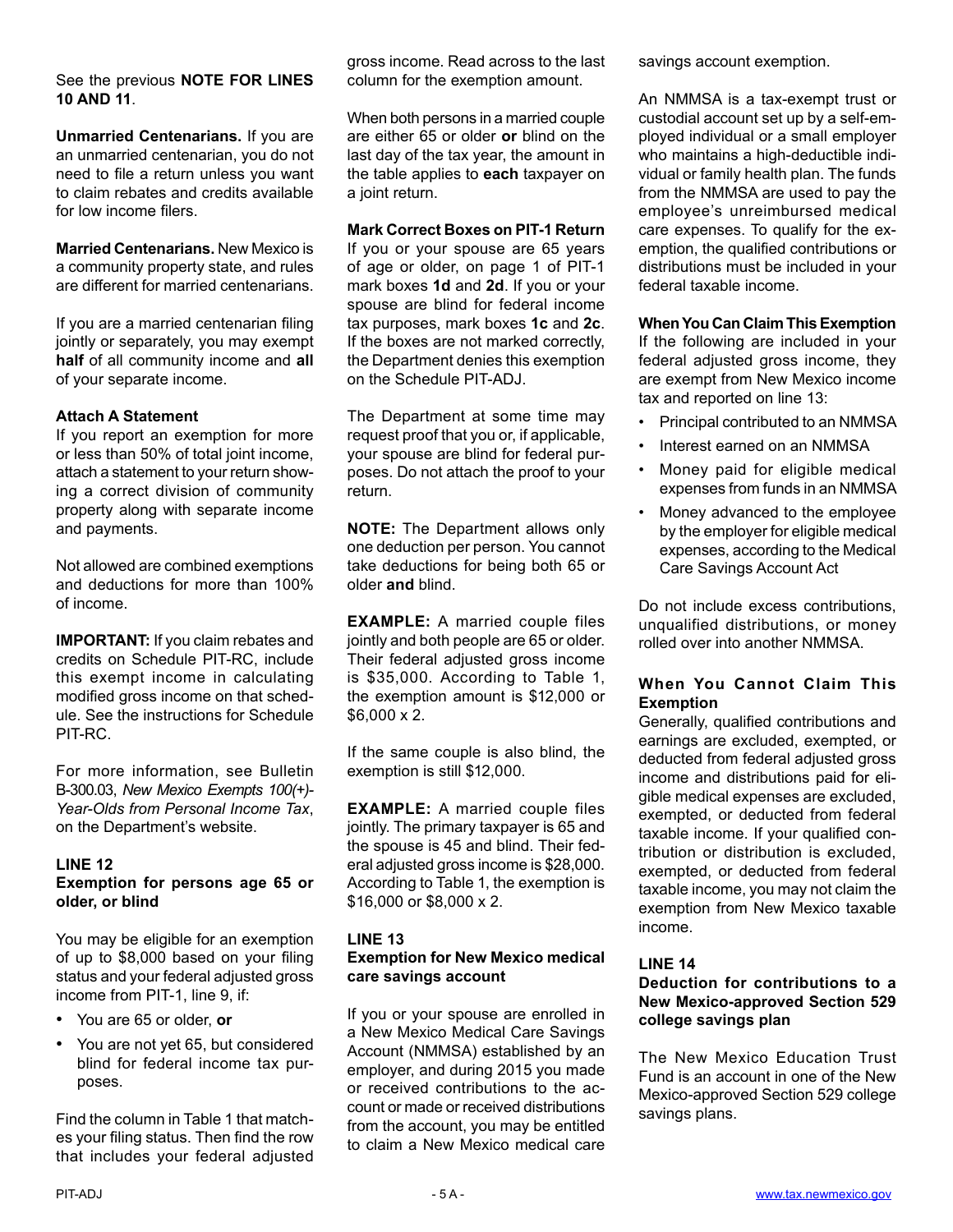See the previous **NOTE FOR LINES 10 AND 11**.

**Unmarried Centenarians.** If you are an unmarried centenarian, you do not need to file a return unless you want to claim rebates and credits available for low income filers.

**Married Centenarians.** New Mexico is a community property state, and rules are different for married centenarians.

If you are a married centenarian filing jointly or separately, you may exempt **half** of all community income and **all** of your separate income.

**Attach A Statement**

If you report an exemption for more or less than 50% of total joint income, attach a statement to your return showing a correct division of community property along with separate income and payments.

Not allowed are combined exemptions and deductions for more than 100% of income.

**IMPORTANT:** If you claim rebates and credits on Schedule PIT-RC, include this exempt income in calculating modified gross income on that schedule. See the instructions for Schedule PIT-RC.

For more information, see Bulletin B-300.03, *New Mexico Exempts 100(+)-Year-Olds from Personal Income Tax*, on the Department's website.

## LINE 12
### Exemption for persons age 65 or older, or blind

You may be eligible for an exemption of up to $8,000 based on your filing status and your federal adjusted gross income from PIT-1, line 9, if:

- You are 65 or older, **or**
- You are not yet 65, but considered blind for federal income tax purposes.

Find the column in Table 1 that matches your filing status. Then find the row that includes your federal adjusted gross income. Read across to the last column for the exemption amount.

When both persons in a married couple are either 65 or older **or** blind on the last day of the tax year, the amount in the table applies to **each** taxpayer on a joint return.

**Mark Correct Boxes on PIT-1 Return**

If you or your spouse are 65 years of age or older, on page 1 of PIT-1 mark boxes **1d** and **2d**. If you or your spouse are blind for federal income tax purposes, mark boxes **1c** and **2c**. If the boxes are not marked correctly, the Department denies this exemption on the Schedule PIT-ADJ.

The Department at some time may request proof that you or, if applicable, your spouse are blind for federal purposes. Do not attach the proof to your return.

**NOTE:** The Department allows only one deduction per person. You cannot take deductions for being both 65 or older **and** blind.

**EXAMPLE:** A married couple files jointly and both people are 65 or older. Their federal adjusted gross income is $35,000. According to Table 1, the exemption amount is $12,000 or $6,000 x 2.

If the same couple is also blind, the exemption is still $12,000.

**EXAMPLE:** A married couple files jointly. The primary taxpayer is 65 and the spouse is 45 and blind. Their federal adjusted gross income is $28,000. According to Table 1, the exemption is $16,000 or $8,000 x 2.

## LINE 13
### Exemption for New Mexico medical care savings account

If you or your spouse are enrolled in a New Mexico Medical Care Savings Account (NMMSA) established by an employer, and during 2015 you made or received contributions to the account or made or received distributions from the account, you may be entitled to claim a New Mexico medical care savings account exemption.

An NMMSA is a tax-exempt trust or custodial account set up by a self-employed individual or a small employer who maintains a high-deductible individual or family health plan. The funds from the NMMSA are used to pay the employee's unreimbursed medical care expenses. To qualify for the exemption, the qualified contributions or distributions must be included in your federal taxable income.

**When You Can Claim This Exemption**

If the following are included in your federal adjusted gross income, they are exempt from New Mexico income tax and reported on line 13:

- Principal contributed to an NMMSA
- Interest earned on an NMMSA
- Money paid for eligible medical expenses from funds in an NMMSA
- Money advanced to the employee by the employer for eligible medical expenses, according to the Medical Care Savings Account Act

Do not include excess contributions, unqualified distributions, or money rolled over into another NMMSA.

**When You Cannot Claim This Exemption**

Generally, qualified contributions and earnings are excluded, exempted, or deducted from federal adjusted gross income and distributions paid for eligible medical expenses are excluded, exempted, or deducted from federal taxable income. If your qualified contribution or distribution is excluded, exempted, or deducted from federal taxable income, you may not claim the exemption from New Mexico taxable income.

## LINE 14
### Deduction for contributions to a New Mexico-approved Section 529 college savings plan

The New Mexico Education Trust Fund is an account in one of the New Mexico-approved Section 529 college savings plans.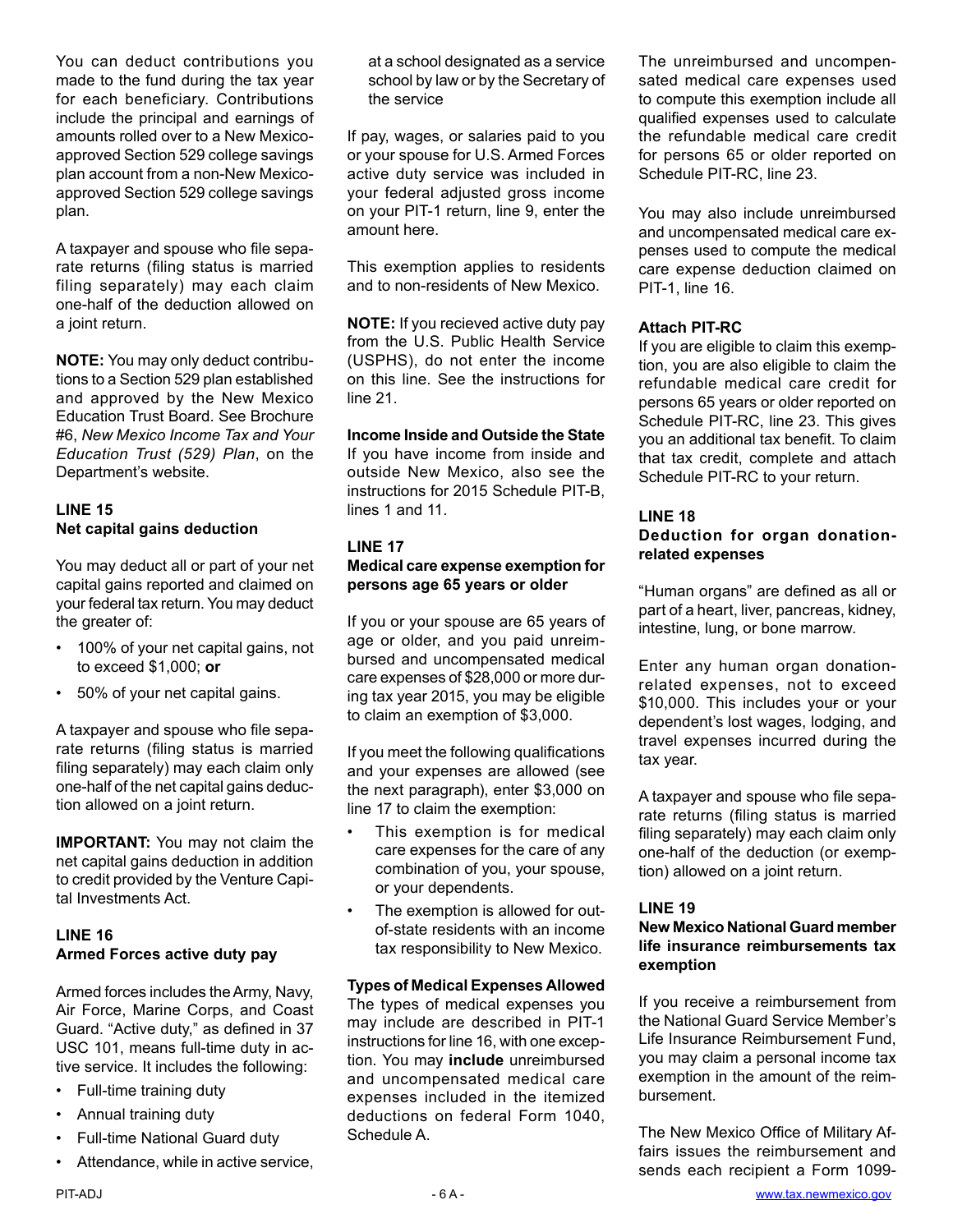You can deduct contributions you made to the fund during the tax year for each beneficiary. Contributions include the principal and earnings of amounts rolled over to a New Mexico-approved Section 529 college savings plan account from a non-New Mexico-approved Section 529 college savings plan.

A taxpayer and spouse who file separate returns (filing status is married filing separately) may each claim one-half of the deduction allowed on a joint return.

**NOTE:** You may only deduct contributions to a Section 529 plan established and approved by the New Mexico Education Trust Board. See Brochure #6, *New Mexico Income Tax and Your Education Trust (529) Plan*, on the Department's website.

### LINE 15
### Net capital gains deduction

You may deduct all or part of your net capital gains reported and claimed on your federal tax return. You may deduct the greater of:

- 100% of your net capital gains, not to exceed $1,000; **or**
- 50% of your net capital gains.

A taxpayer and spouse who file separate returns (filing status is married filing separately) may each claim only one-half of the net capital gains deduction allowed on a joint return.

**IMPORTANT:** You may not claim the net capital gains deduction in addition to credit provided by the Venture Capital Investments Act.

### LINE 16
### Armed Forces active duty pay

Armed forces includes the Army, Navy, Air Force, Marine Corps, and Coast Guard. "Active duty," as defined in 37 USC 101, means full-time duty in active service. It includes the following:

- Full-time training duty
- Annual training duty
- Full-time National Guard duty
- Attendance, while in active service, at a school designated as a service school by law or by the Secretary of the service

If pay, wages, or salaries paid to you or your spouse for U.S. Armed Forces active duty service was included in your federal adjusted gross income on your PIT-1 return, line 9, enter the amount here.

This exemption applies to residents and to non-residents of New Mexico.

**NOTE:** If you recieved active duty pay from the U.S. Public Health Service (USPHS), do not enter the income on this line. See the instructions for line 21.

**Income Inside and Outside the State**
If you have income from inside and outside New Mexico, also see the instructions for 2015 Schedule PIT-B, lines 1 and 11.

### LINE 17
### Medical care expense exemption for persons age 65 years or older

If you or your spouse are 65 years of age or older, and you paid unreimbursed and uncompensated medical care expenses of $28,000 or more during tax year 2015, you may be eligible to claim an exemption of $3,000.

If you meet the following qualifications and your expenses are allowed (see the next paragraph), enter $3,000 on line 17 to claim the exemption:

- This exemption is for medical care expenses for the care of any combination of you, your spouse, or your dependents.
- The exemption is allowed for out-of-state residents with an income tax responsibility to New Mexico.

**Types of Medical Expenses Allowed**
The types of medical expenses you may include are described in PIT-1 instructions for line 16, with one exception. You may **include** unreimbursed and uncompensated medical care expenses included in the itemized deductions on federal Form 1040, Schedule A.

The unreimbursed and uncompensated medical care expenses used to compute this exemption include all qualified expenses used to calculate the refundable medical care credit for persons 65 or older reported on Schedule PIT-RC, line 23.

You may also include unreimbursed and uncompensated medical care expenses used to compute the medical care expense deduction claimed on PIT-1, line 16.

**Attach PIT-RC**
If you are eligible to claim this exemption, you are also eligible to claim the refundable medical care credit for persons 65 years or older reported on Schedule PIT-RC, line 23. This gives you an additional tax benefit. To claim that tax credit, complete and attach Schedule PIT-RC to your return.

### LINE 18
### Deduction for organ donation-related expenses

"Human organs" are defined as all or part of a heart, liver, pancreas, kidney, intestine, lung, or bone marrow.

Enter any human organ donation-related expenses, not to exceed $10,000. This includes your or your dependent's lost wages, lodging, and travel expenses incurred during the tax year.

A taxpayer and spouse who file separate returns (filing status is married filing separately) may each claim only one-half of the deduction (or exemption) allowed on a joint return.

### LINE 19
### New Mexico National Guard member life insurance reimbursements tax exemption

If you receive a reimbursement from the National Guard Service Member's Life Insurance Reimbursement Fund, you may claim a personal income tax exemption in the amount of the reimbursement.

The New Mexico Office of Military Affairs issues the reimbursement and sends each recipient a Form 1099-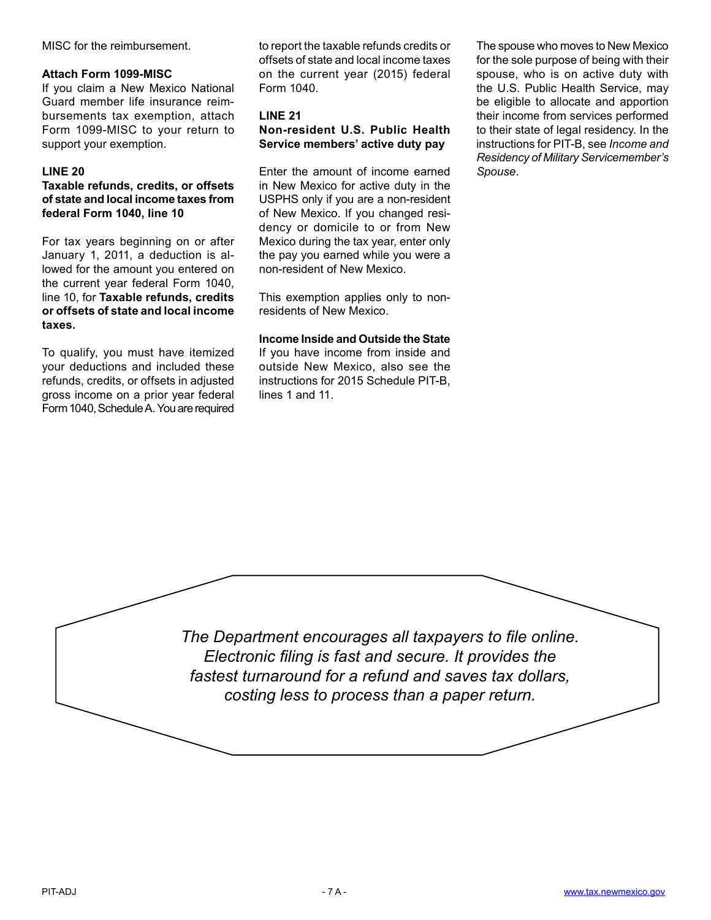MISC for the reimbursement.

**Attach Form 1099-MISC**
If you claim a New Mexico National Guard member life insurance reimbursements tax exemption, attach Form 1099-MISC to your return to support your exemption.

**LINE 20**
**Taxable refunds, credits, or offsets of state and local income taxes from federal Form 1040, line 10**

For tax years beginning on or after January 1, 2011, a deduction is allowed for the amount you entered on the current year federal Form 1040, line 10, for **Taxable refunds, credits or offsets of state and local income taxes.**

To qualify, you must have itemized your deductions and included these refunds, credits, or offsets in adjusted gross income on a prior year federal Form 1040, Schedule A. You are required to report the taxable refunds credits or offsets of state and local income taxes on the current year (2015) federal Form 1040.

**LINE 21**
**Non-resident U.S. Public Health Service members' active duty pay**

Enter the amount of income earned in New Mexico for active duty in the USPHS only if you are a non-resident of New Mexico. If you changed residency or domicile to or from New Mexico during the tax year, enter only the pay you earned while you were a non-resident of New Mexico.

This exemption applies only to non-residents of New Mexico.

**Income Inside and Outside the State**
If you have income from inside and outside New Mexico, also see the instructions for 2015 Schedule PIT-B, lines 1 and 11.

The spouse who moves to New Mexico for the sole purpose of being with their spouse, who is on active duty with the U.S. Public Health Service, may be eligible to allocate and apportion their income from services performed to their state of legal residency. In the instructions for PIT-B, see *Income and Residency of Military Servicemember's Spouse*.

*The Department encourages all taxpayers to file online. Electronic filing is fast and secure. It provides the fastest turnaround for a refund and saves tax dollars, costing less to process than a paper return.*